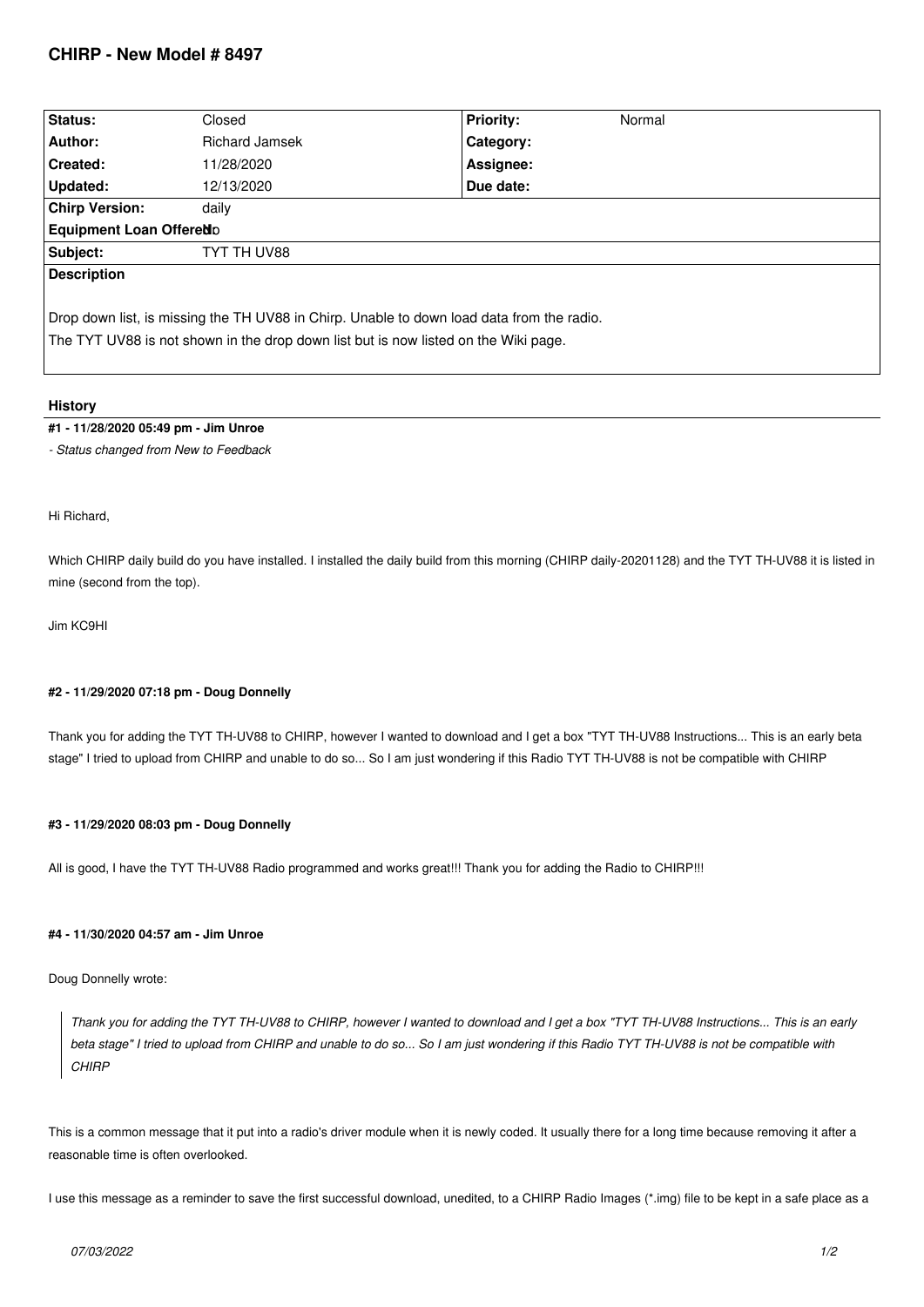# CHIRP - New Model # 8497

| Status: | Closed | Priority: | Normal |
|---|---|---|---|
| Author: | Richard Jamsek | Category: | |
| Created: | 11/28/2020 | Assignee: | |
| Updated: | 12/13/2020 | Due date: | |
| Chirp Version: | daily | | |
| Equipment Loan Offered: | No | | |
| Subject: | TYT TH UV88 | | |

**Description**

Drop down list, is missing the TH UV88 in Chirp. Unable to down load data from the radio.
The TYT UV88 is not shown in the drop down list but is now listed on the Wiki page.

## History

### #1 - 11/28/2020 05:49 pm - Jim Unroe

*- Status changed from New to Feedback*

Hi Richard,

Which CHIRP daily build do you have installed. I installed the daily build from this morning (CHIRP daily-20201128) and the TYT TH-UV88 it is listed in mine (second from the top).

Jim KC9HI

### #2 - 11/29/2020 07:18 pm - Doug Donnelly

Thank you for adding the TYT TH-UV88 to CHIRP, however I wanted to download and I get a box "TYT TH-UV88 Instructions... This is an early beta stage" I tried to upload from CHIRP and unable to do so... So I am just wondering if this Radio TYT TH-UV88 is not be compatible with CHIRP

### #3 - 11/29/2020 08:03 pm - Doug Donnelly

All is good, I have the TYT TH-UV88 Radio programmed and works great!!! Thank you for adding the Radio to CHIRP!!!

### #4 - 11/30/2020 04:57 am - Jim Unroe

Doug Donnelly wrote:

> *Thank you for adding the TYT TH-UV88 to CHIRP, however I wanted to download and I get a box "TYT TH-UV88 Instructions... This is an early beta stage" I tried to upload from CHIRP and unable to do so... So I am just wondering if this Radio TYT TH-UV88 is not be compatible with CHIRP*

This is a common message that it put into a radio's driver module when it is newly coded. It usually there for a long time because removing it after a reasonable time is often overlooked.

I use this message as a reminder to save the first successful download, unedited, to a CHIRP Radio Images (*.img) file to be kept in a safe place as a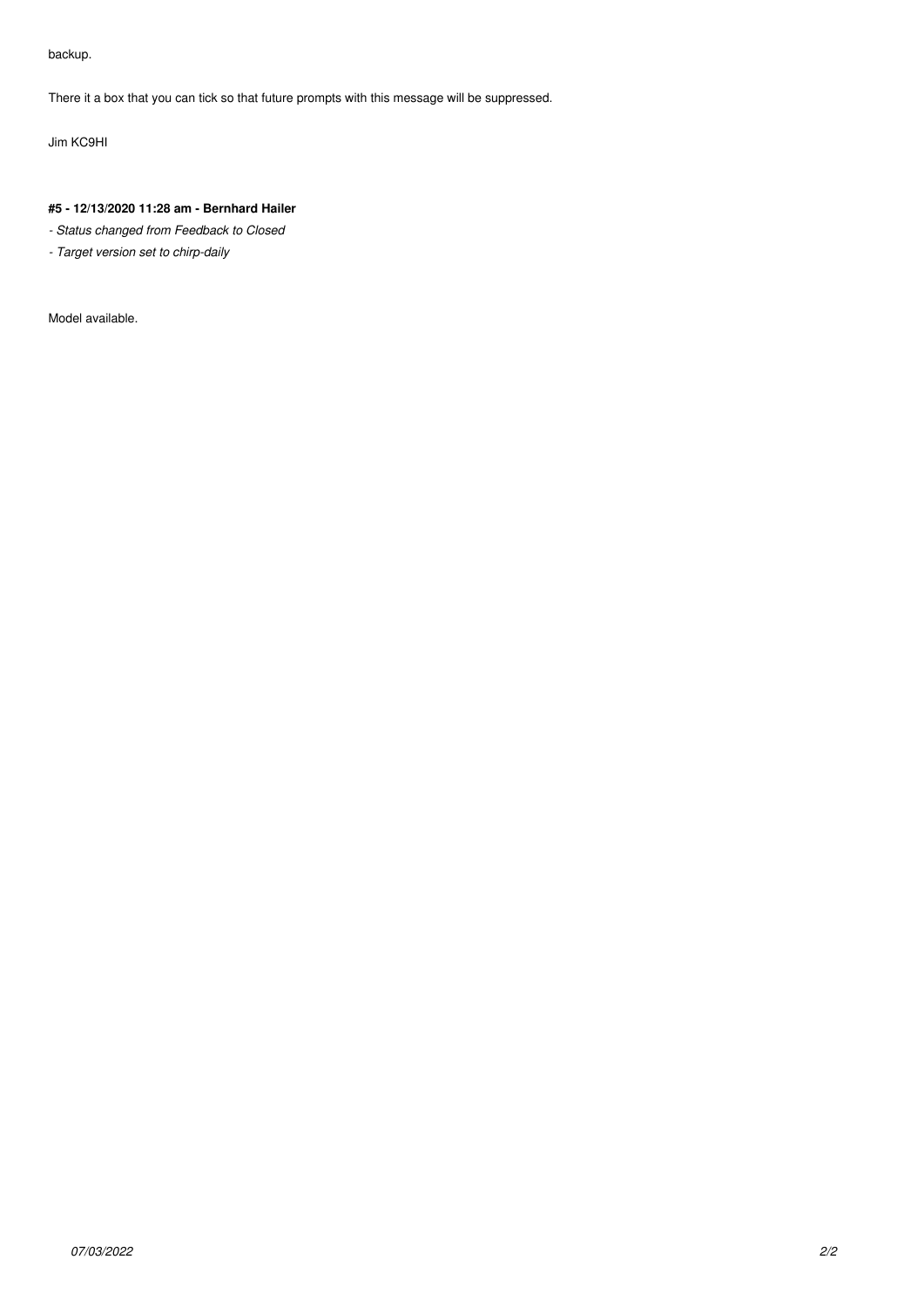backup.

There it a box that you can tick so that future prompts with this message will be suppressed.

Jim KC9HI

**#5 - 12/13/2020 11:28 am - Bernhard Hailer**

*- Status changed from Feedback to Closed*

*- Target version set to chirp-daily*

Model available.